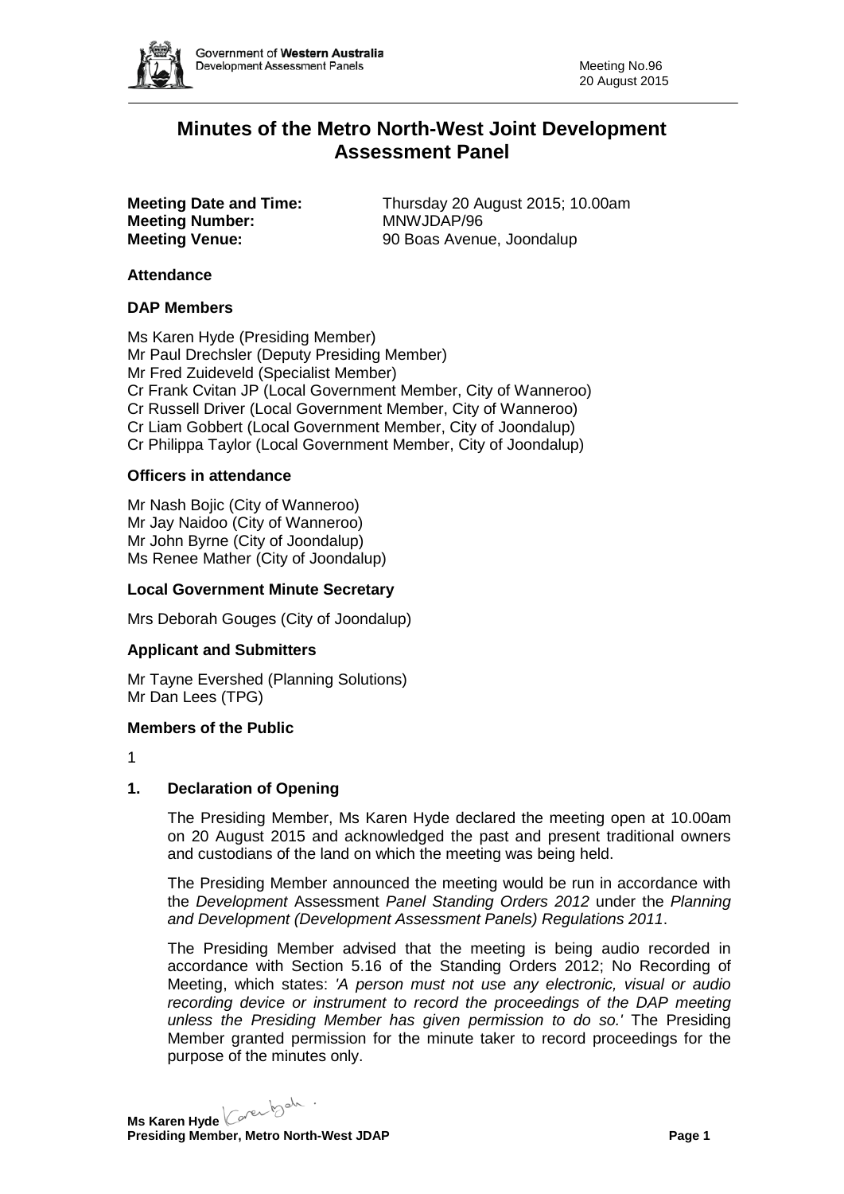# Minutes of the Metro North-West Joint Development Assessment Panel

**Meeting Date and Time:** Thursday 20 August 2015; 10.00am
**Meeting Number:** MNWJDAP/96
**Meeting Venue:** 90 Boas Avenue, Joondalup

## Attendance

### DAP Members

Ms Karen Hyde (Presiding Member)
Mr Paul Drechsler (Deputy Presiding Member)
Mr Fred Zuideveld (Specialist Member)
Cr Frank Cvitan JP (Local Government Member, City of Wanneroo)
Cr Russell Driver (Local Government Member, City of Wanneroo)
Cr Liam Gobbert (Local Government Member, City of Joondalup)
Cr Philippa Taylor (Local Government Member, City of Joondalup)

### Officers in attendance

Mr Nash Bojic (City of Wanneroo)
Mr Jay Naidoo (City of Wanneroo)
Mr John Byrne (City of Joondalup)
Ms Renee Mather (City of Joondalup)

### Local Government Minute Secretary

Mrs Deborah Gouges (City of Joondalup)

### Applicant and Submitters

Mr Tayne Evershed (Planning Solutions)
Mr Dan Lees (TPG)

### Members of the Public

1

## 1. Declaration of Opening

The Presiding Member, Ms Karen Hyde declared the meeting open at 10.00am on 20 August 2015 and acknowledged the past and present traditional owners and custodians of the land on which the meeting was being held.

The Presiding Member announced the meeting would be run in accordance with the *Development* Assessment *Panel Standing Orders 2012* under the *Planning and Development (Development Assessment Panels) Regulations 2011*.

The Presiding Member advised that the meeting is being audio recorded in accordance with Section 5.16 of the Standing Orders 2012; No Recording of Meeting, which states: *'A person must not use any electronic, visual or audio recording device or instrument to record the proceedings of the DAP meeting unless the Presiding Member has given permission to do so.'* The Presiding Member granted permission for the minute taker to record proceedings for the purpose of the minutes only.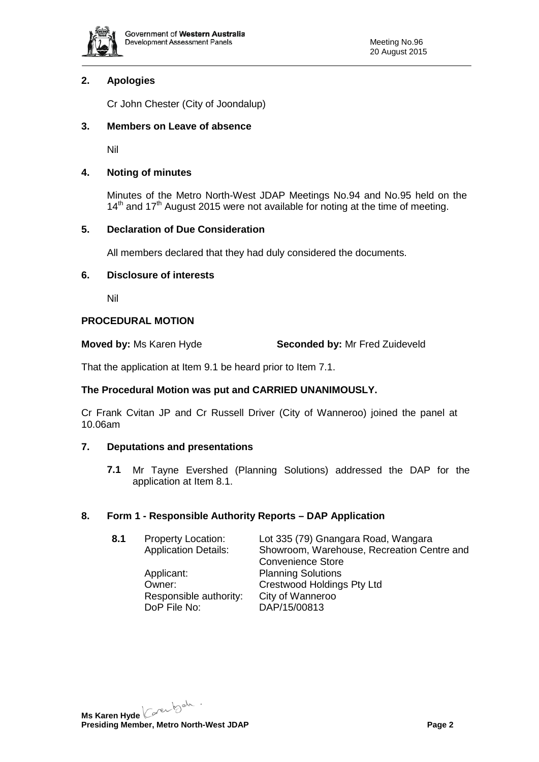## 2. Apologies

Cr John Chester (City of Joondalup)

## 3. Members on Leave of absence

Nil

## 4. Noting of minutes

Minutes of the Metro North-West JDAP Meetings No.94 and No.95 held on the 14th and 17th August 2015 were not available for noting at the time of meeting.

## 5. Declaration of Due Consideration

All members declared that they had duly considered the documents.

## 6. Disclosure of interests

Nil

## PROCEDURAL MOTION

**Moved by:** Ms Karen Hyde **Seconded by:** Mr Fred Zuideveld

That the application at Item 9.1 be heard prior to Item 7.1.

**The Procedural Motion was put and CARRIED UNANIMOUSLY.**

Cr Frank Cvitan JP and Cr Russell Driver (City of Wanneroo) joined the panel at 10.06am

## 7. Deputations and presentations

**7.1** Mr Tayne Evershed (Planning Solutions) addressed the DAP for the application at Item 8.1.

## 8. Form 1 - Responsible Authority Reports – DAP Application

**8.1**

| | |
|---|---|
| Property Location: | Lot 335 (79) Gnangara Road, Wangara |
| Application Details: | Showroom, Warehouse, Recreation Centre and Convenience Store |
| Applicant: | Planning Solutions |
| Owner: | Crestwood Holdings Pty Ltd |
| Responsible authority: | City of Wanneroo |
| DoP File No: | DAP/15/00813 |

**Ms Karen Hyde**
**Presiding Member, Metro North-West JDAP**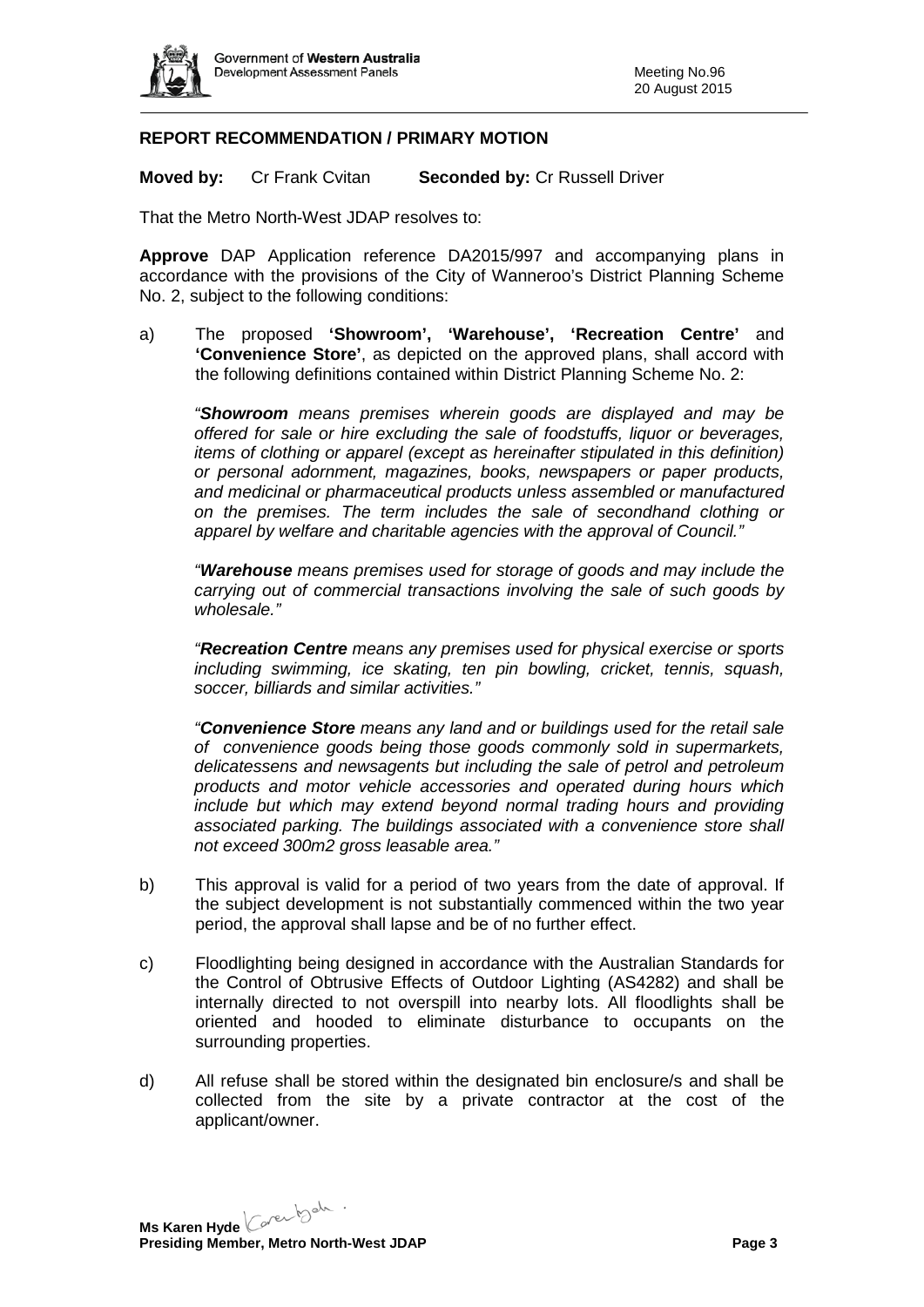### REPORT RECOMMENDATION / PRIMARY MOTION

**Moved by:** Cr Frank Cvitan **Seconded by:** Cr Russell Driver

That the Metro North-West JDAP resolves to:

**Approve** DAP Application reference DA2015/997 and accompanying plans in accordance with the provisions of the City of Wanneroo's District Planning Scheme No. 2, subject to the following conditions:

a) The proposed **'Showroom', 'Warehouse', 'Recreation Centre'** and **'Convenience Store'**, as depicted on the approved plans, shall accord with the following definitions contained within District Planning Scheme No. 2:

   *"**Showroom** means premises wherein goods are displayed and may be offered for sale or hire excluding the sale of foodstuffs, liquor or beverages, items of clothing or apparel (except as hereinafter stipulated in this definition) or personal adornment, magazines, books, newspapers or paper products, and medicinal or pharmaceutical products unless assembled or manufactured on the premises. The term includes the sale of secondhand clothing or apparel by welfare and charitable agencies with the approval of Council."*

   *"**Warehouse** means premises used for storage of goods and may include the carrying out of commercial transactions involving the sale of such goods by wholesale."*

   *"**Recreation Centre** means any premises used for physical exercise or sports including swimming, ice skating, ten pin bowling, cricket, tennis, squash, soccer, billiards and similar activities."*

   *"**Convenience Store** means any land and or buildings used for the retail sale of convenience goods being those goods commonly sold in supermarkets, delicatessens and newsagents but including the sale of petrol and petroleum products and motor vehicle accessories and operated during hours which include but which may extend beyond normal trading hours and providing associated parking. The buildings associated with a convenience store shall not exceed 300m2 gross leasable area."*

b) This approval is valid for a period of two years from the date of approval. If the subject development is not substantially commenced within the two year period, the approval shall lapse and be of no further effect.

c) Floodlighting being designed in accordance with the Australian Standards for the Control of Obtrusive Effects of Outdoor Lighting (AS4282) and shall be internally directed to not overspill into nearby lots. All floodlights shall be oriented and hooded to eliminate disturbance to occupants on the surrounding properties.

d) All refuse shall be stored within the designated bin enclosure/s and shall be collected from the site by a private contractor at the cost of the applicant/owner.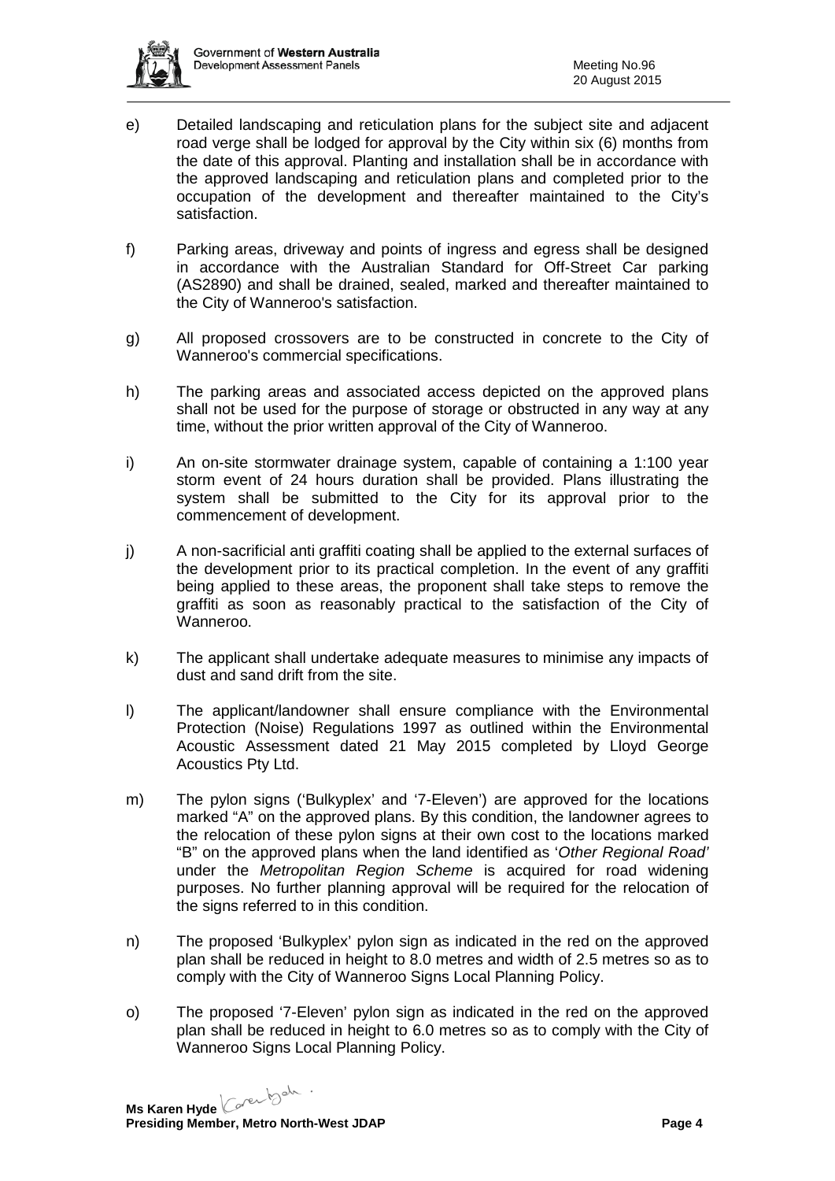e) Detailed landscaping and reticulation plans for the subject site and adjacent road verge shall be lodged for approval by the City within six (6) months from the date of this approval. Planting and installation shall be in accordance with the approved landscaping and reticulation plans and completed prior to the occupation of the development and thereafter maintained to the City's satisfaction.

f) Parking areas, driveway and points of ingress and egress shall be designed in accordance with the Australian Standard for Off-Street Car parking (AS2890) and shall be drained, sealed, marked and thereafter maintained to the City of Wanneroo's satisfaction.

g) All proposed crossovers are to be constructed in concrete to the City of Wanneroo's commercial specifications.

h) The parking areas and associated access depicted on the approved plans shall not be used for the purpose of storage or obstructed in any way at any time, without the prior written approval of the City of Wanneroo.

i) An on-site stormwater drainage system, capable of containing a 1:100 year storm event of 24 hours duration shall be provided. Plans illustrating the system shall be submitted to the City for its approval prior to the commencement of development.

j) A non-sacrificial anti graffiti coating shall be applied to the external surfaces of the development prior to its practical completion. In the event of any graffiti being applied to these areas, the proponent shall take steps to remove the graffiti as soon as reasonably practical to the satisfaction of the City of Wanneroo.

k) The applicant shall undertake adequate measures to minimise any impacts of dust and sand drift from the site.

l) The applicant/landowner shall ensure compliance with the Environmental Protection (Noise) Regulations 1997 as outlined within the Environmental Acoustic Assessment dated 21 May 2015 completed by Lloyd George Acoustics Pty Ltd.

m) The pylon signs ('Bulkyplex' and '7-Eleven') are approved for the locations marked "A" on the approved plans. By this condition, the landowner agrees to the relocation of these pylon signs at their own cost to the locations marked "B" on the approved plans when the land identified as '*Other Regional Road'* under the *Metropolitan Region Scheme* is acquired for road widening purposes. No further planning approval will be required for the relocation of the signs referred to in this condition.

n) The proposed 'Bulkyplex' pylon sign as indicated in the red on the approved plan shall be reduced in height to 8.0 metres and width of 2.5 metres so as to comply with the City of Wanneroo Signs Local Planning Policy.

o) The proposed '7-Eleven' pylon sign as indicated in the red on the approved plan shall be reduced in height to 6.0 metres so as to comply with the City of Wanneroo Signs Local Planning Policy.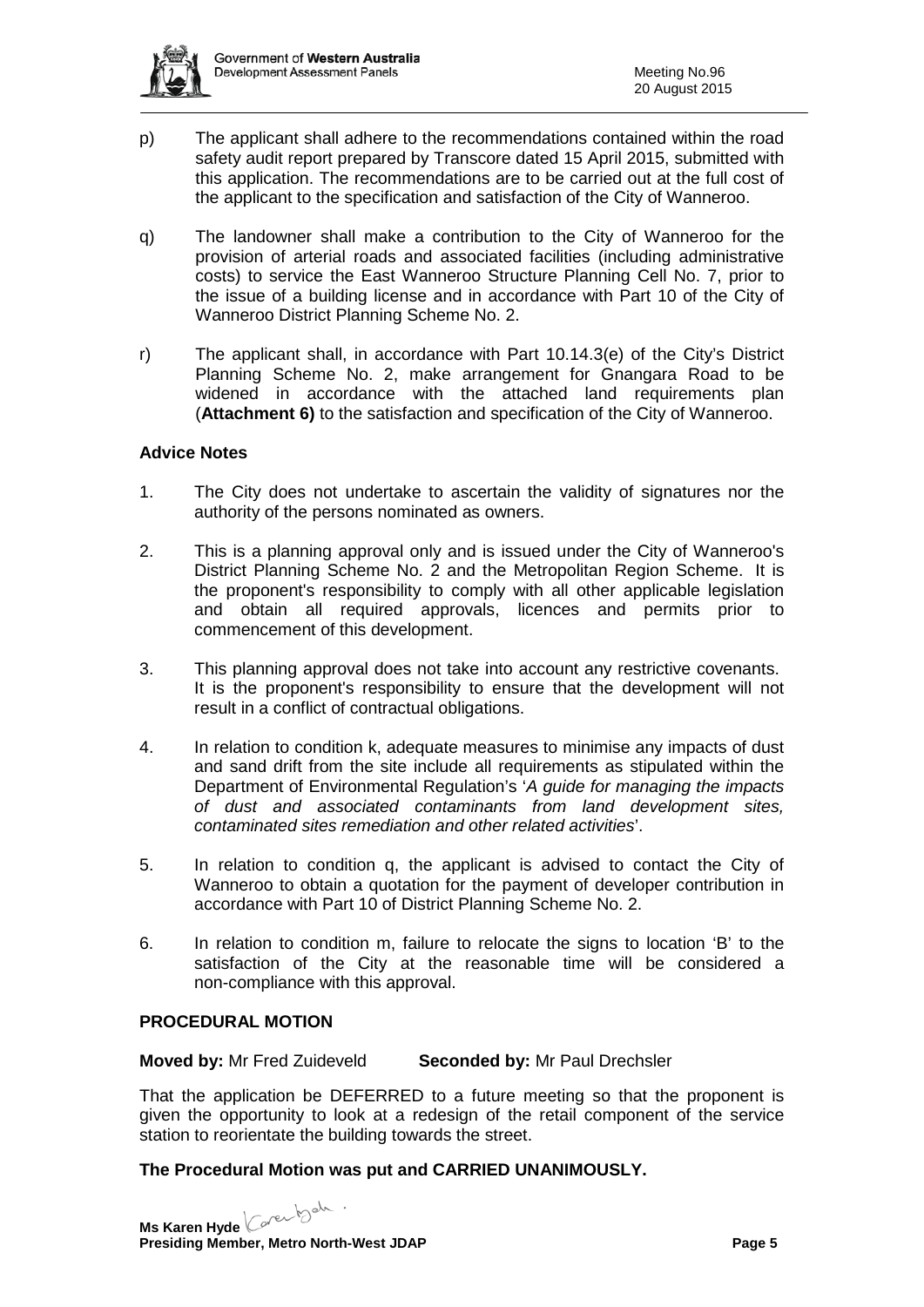p) The applicant shall adhere to the recommendations contained within the road safety audit report prepared by Transcore dated 15 April 2015, submitted with this application. The recommendations are to be carried out at the full cost of the applicant to the specification and satisfaction of the City of Wanneroo.

q) The landowner shall make a contribution to the City of Wanneroo for the provision of arterial roads and associated facilities (including administrative costs) to service the East Wanneroo Structure Planning Cell No. 7, prior to the issue of a building license and in accordance with Part 10 of the City of Wanneroo District Planning Scheme No. 2.

r) The applicant shall, in accordance with Part 10.14.3(e) of the City's District Planning Scheme No. 2, make arrangement for Gnangara Road to be widened in accordance with the attached land requirements plan (**Attachment 6)** to the satisfaction and specification of the City of Wanneroo.

**Advice Notes**

1. The City does not undertake to ascertain the validity of signatures nor the authority of the persons nominated as owners.

2. This is a planning approval only and is issued under the City of Wanneroo's District Planning Scheme No. 2 and the Metropolitan Region Scheme. It is the proponent's responsibility to comply with all other applicable legislation and obtain all required approvals, licences and permits prior to commencement of this development.

3. This planning approval does not take into account any restrictive covenants. It is the proponent's responsibility to ensure that the development will not result in a conflict of contractual obligations.

4. In relation to condition k, adequate measures to minimise any impacts of dust and sand drift from the site include all requirements as stipulated within the Department of Environmental Regulation's '*A guide for managing the impacts of dust and associated contaminants from land development sites, contaminated sites remediation and other related activities*'.

5. In relation to condition q, the applicant is advised to contact the City of Wanneroo to obtain a quotation for the payment of developer contribution in accordance with Part 10 of District Planning Scheme No. 2.

6. In relation to condition m, failure to relocate the signs to location 'B' to the satisfaction of the City at the reasonable time will be considered a non-compliance with this approval.

**PROCEDURAL MOTION**

**Moved by:** Mr Fred Zuideveld **Seconded by:** Mr Paul Drechsler

That the application be DEFERRED to a future meeting so that the proponent is given the opportunity to look at a redesign of the retail component of the service station to reorientate the building towards the street.

**The Procedural Motion was put and CARRIED UNANIMOUSLY.**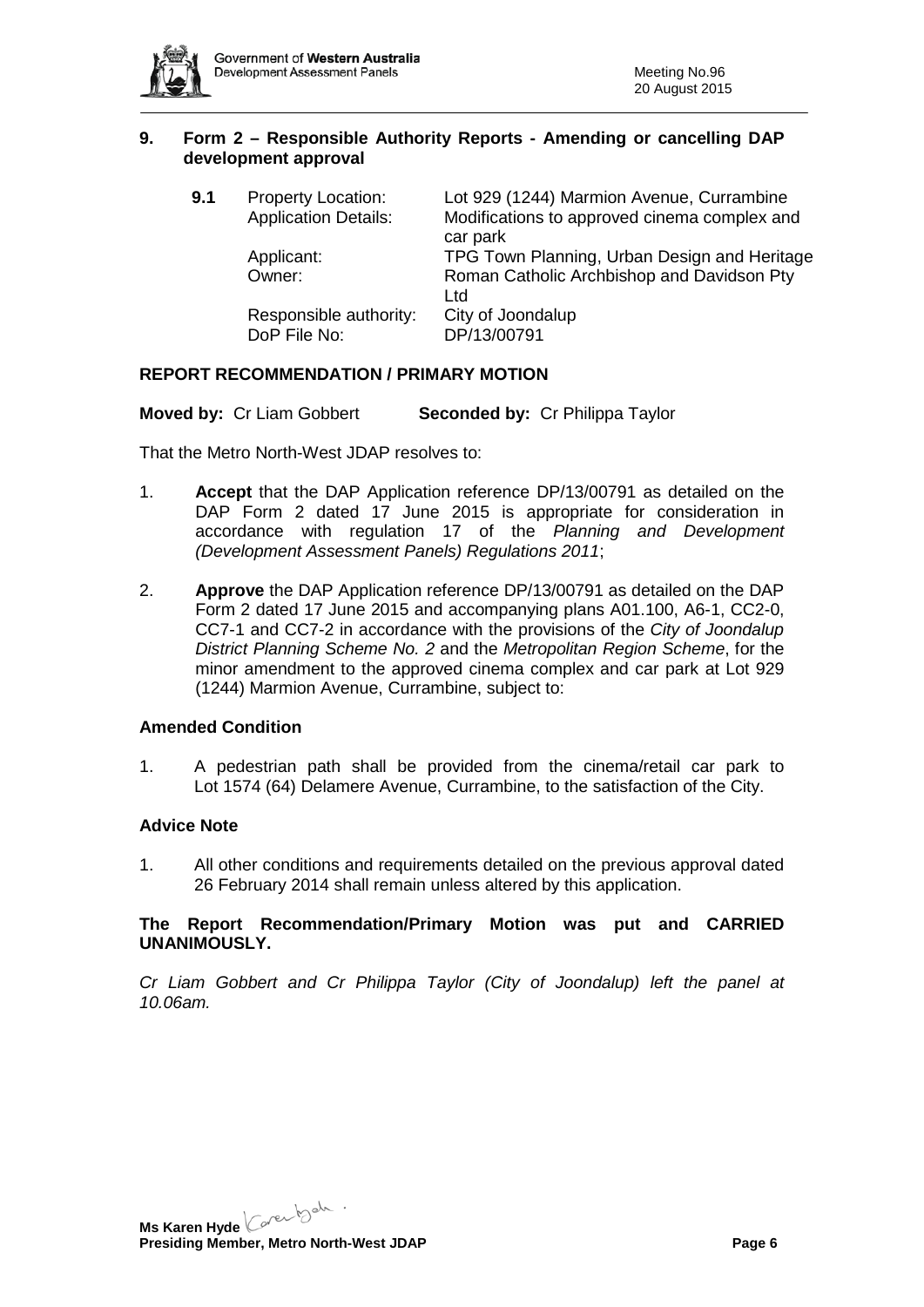## 9. Form 2 – Responsible Authority Reports - Amending or cancelling DAP development approval

**9.1**

| | |
|---|---|
| Property Location: | Lot 929 (1244) Marmion Avenue, Currambine |
| Application Details: | Modifications to approved cinema complex and car park |
| Applicant: | TPG Town Planning, Urban Design and Heritage |
| Owner: | Roman Catholic Archbishop and Davidson Pty Ltd |
| Responsible authority: | City of Joondalup |
| DoP File No: | DP/13/00791 |

### REPORT RECOMMENDATION / PRIMARY MOTION

**Moved by:** Cr Liam Gobbert **Seconded by:** Cr Philippa Taylor

That the Metro North-West JDAP resolves to:

1. **Accept** that the DAP Application reference DP/13/00791 as detailed on the DAP Form 2 dated 17 June 2015 is appropriate for consideration in accordance with regulation 17 of the *Planning and Development (Development Assessment Panels) Regulations 2011*;

2. **Approve** the DAP Application reference DP/13/00791 as detailed on the DAP Form 2 dated 17 June 2015 and accompanying plans A01.100, A6-1, CC2-0, CC7-1 and CC7-2 in accordance with the provisions of the *City of Joondalup District Planning Scheme No. 2* and the *Metropolitan Region Scheme*, for the minor amendment to the approved cinema complex and car park at Lot 929 (1244) Marmion Avenue, Currambine, subject to:

### Amended Condition

1. A pedestrian path shall be provided from the cinema/retail car park to Lot 1574 (64) Delamere Avenue, Currambine, to the satisfaction of the City.

### Advice Note

1. All other conditions and requirements detailed on the previous approval dated 26 February 2014 shall remain unless altered by this application.

**The Report Recommendation/Primary Motion was put and CARRIED UNANIMOUSLY.**

*Cr Liam Gobbert and Cr Philippa Taylor (City of Joondalup) left the panel at 10.06am.*

**Ms Karen Hyde**
**Presiding Member, Metro North-West JDAP**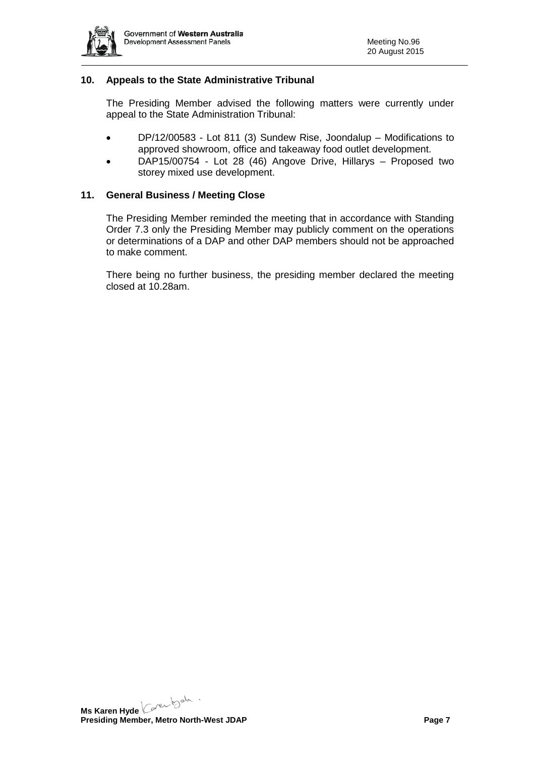## 10. Appeals to the State Administrative Tribunal

The Presiding Member advised the following matters were currently under appeal to the State Administration Tribunal:

- DP/12/00583 - Lot 811 (3) Sundew Rise, Joondalup – Modifications to approved showroom, office and takeaway food outlet development.
- DAP15/00754 - Lot 28 (46) Angove Drive, Hillarys – Proposed two storey mixed use development.

## 11. General Business / Meeting Close

The Presiding Member reminded the meeting that in accordance with Standing Order 7.3 only the Presiding Member may publicly comment on the operations or determinations of a DAP and other DAP members should not be approached to make comment.

There being no further business, the presiding member declared the meeting closed at 10.28am.

**Ms Karen Hyde**
**Presiding Member, Metro North-West JDAP**